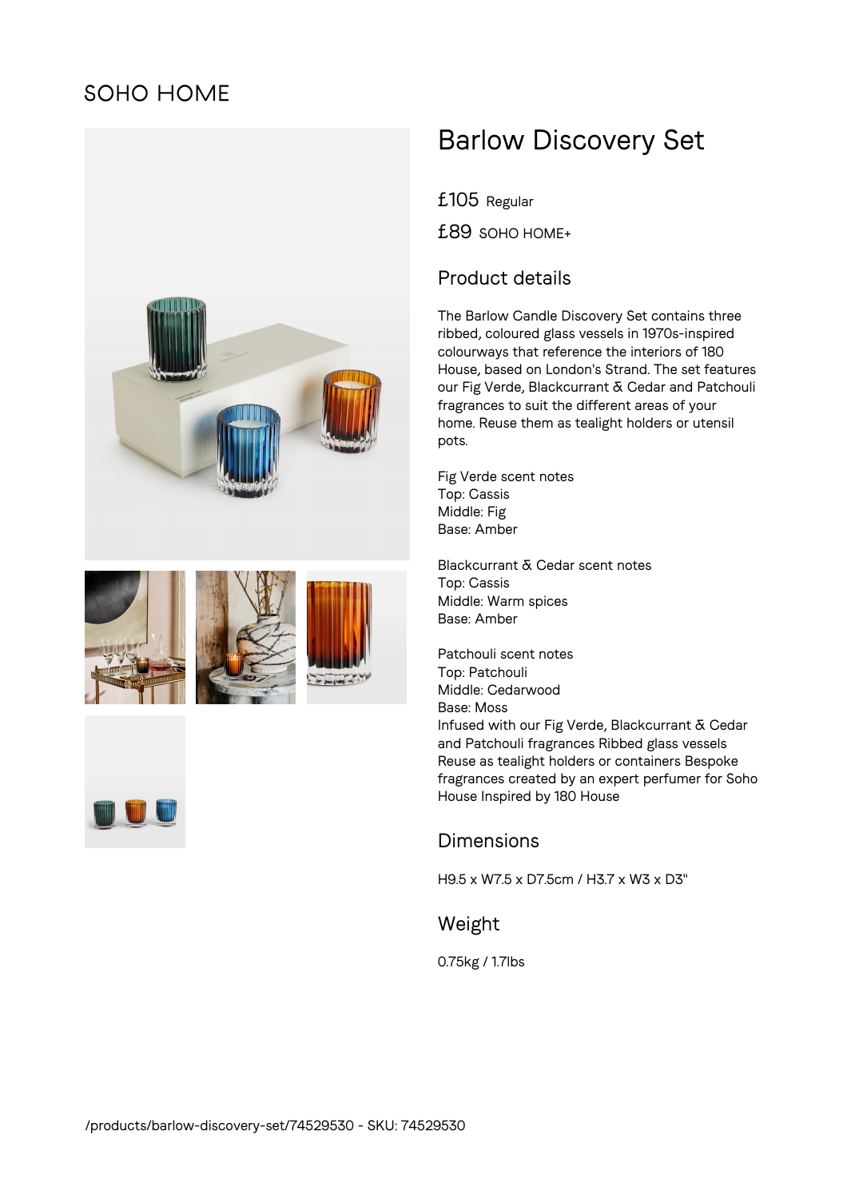SOHO HOME

# Barlow Discovery Set

£105 Regular

£89 SOHO HOME+

## Product details

The Barlow Candle Discovery Set contains three ribbed, coloured glass vessels in 1970s-inspired colourways that reference the interiors of 180 House, based on London's Strand. The set features our Fig Verde, Blackcurrant & Cedar and Patchouli fragrances to suit the different areas of your home. Reuse them as tealight holders or utensil pots.

Fig Verde scent notes
Top: Cassis
Middle: Fig
Base: Amber

Blackcurrant & Cedar scent notes
Top: Cassis
Middle: Warm spices
Base: Amber

Patchouli scent notes
Top: Patchouli
Middle: Cedarwood
Base: Moss
Infused with our Fig Verde, Blackcurrant & Cedar and Patchouli fragrances Ribbed glass vessels Reuse as tealight holders or containers Bespoke fragrances created by an expert perfumer for Soho House Inspired by 180 House

## Dimensions

H9.5 x W7.5 x D7.5cm / H3.7 x W3 x D3"

## Weight

0.75kg / 1.7lbs

/products/barlow-discovery-set/74529530 - SKU: 74529530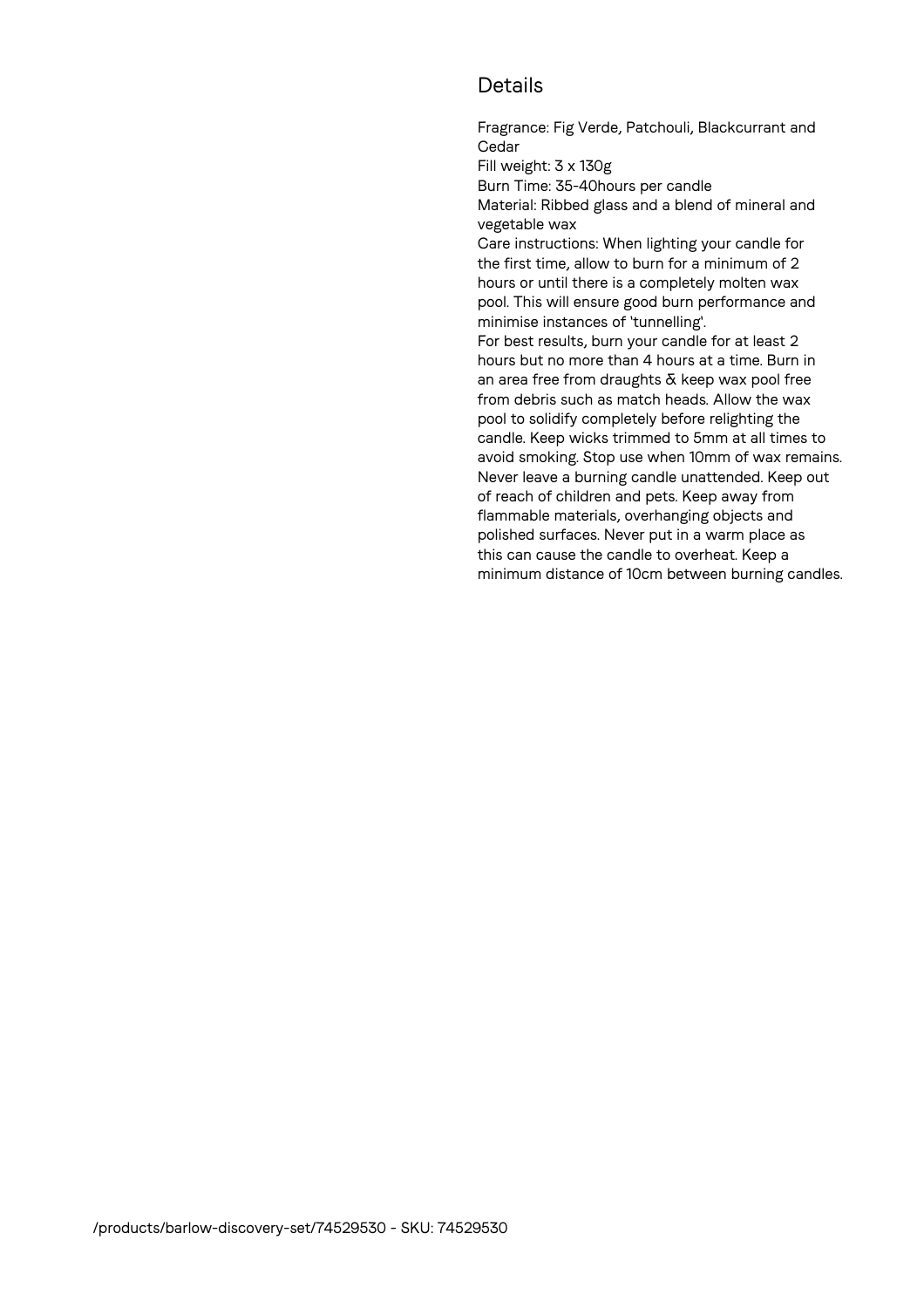## Details

Fragrance: Fig Verde, Patchouli, Blackcurrant and Cedar
Fill weight: 3 x 130g
Burn Time: 35-40hours per candle
Material: Ribbed glass and a blend of mineral and vegetable wax
Care instructions: When lighting your candle for the first time, allow to burn for a minimum of 2 hours or until there is a completely molten wax pool. This will ensure good burn performance and minimise instances of 'tunnelling'.
For best results, burn your candle for at least 2 hours but no more than 4 hours at a time. Burn in an area free from draughts & keep wax pool free from debris such as match heads. Allow the wax pool to solidify completely before relighting the candle. Keep wicks trimmed to 5mm at all times to avoid smoking. Stop use when 10mm of wax remains. Never leave a burning candle unattended. Keep out of reach of children and pets. Keep away from flammable materials, overhanging objects and polished surfaces. Never put in a warm place as this can cause the candle to overheat. Keep a minimum distance of 10cm between burning candles.

/products/barlow-discovery-set/74529530 - SKU: 74529530